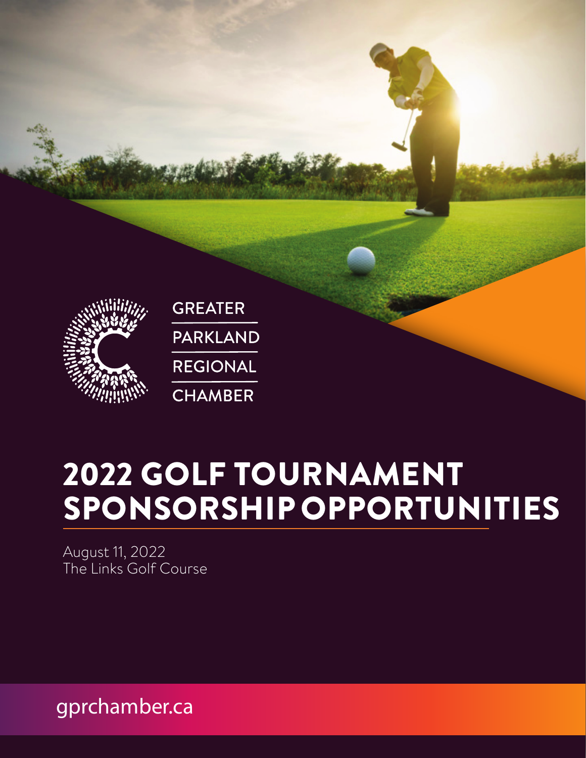GREATER PARKLAND REGIONAL CHAMBER

# 2022 GOLF TOURNAMENT SPONSORSHIP OPPORTUNITIES

August 11, 2022
The Links Golf Course

gprchamber.ca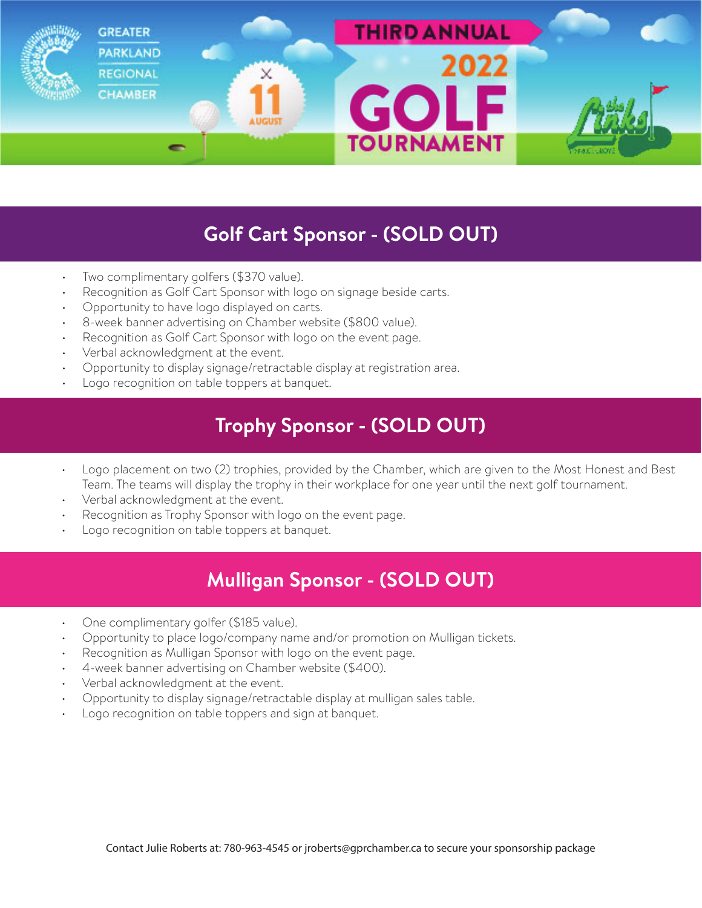GREATER PARKLAND REGIONAL CHAMBER

THIRD ANNUAL 2022 GOLF TOURNAMENT

11 AUGUST

## Golf Cart Sponsor - (SOLD OUT)

- Two complimentary golfers ($370 value).
- Recognition as Golf Cart Sponsor with logo on signage beside carts.
- Opportunity to have logo displayed on carts.
- 8-week banner advertising on Chamber website ($800 value).
- Recognition as Golf Cart Sponsor with logo on the event page.
- Verbal acknowledgment at the event.
- Opportunity to display signage/retractable display at registration area.
- Logo recognition on table toppers at banquet.

## Trophy Sponsor - (SOLD OUT)

- Logo placement on two (2) trophies, provided by the Chamber, which are given to the Most Honest and Best Team. The teams will display the trophy in their workplace for one year until the next golf tournament.
- Verbal acknowledgment at the event.
- Recognition as Trophy Sponsor with logo on the event page.
- Logo recognition on table toppers at banquet.

## Mulligan Sponsor - (SOLD OUT)

- One complimentary golfer ($185 value).
- Opportunity to place logo/company name and/or promotion on Mulligan tickets.
- Recognition as Mulligan Sponsor with logo on the event page.
- 4-week banner advertising on Chamber website ($400).
- Verbal acknowledgment at the event.
- Opportunity to display signage/retractable display at mulligan sales table.
- Logo recognition on table toppers and sign at banquet.

Contact Julie Roberts at: 780-963-4545 or jroberts@gprchamber.ca to secure your sponsorship package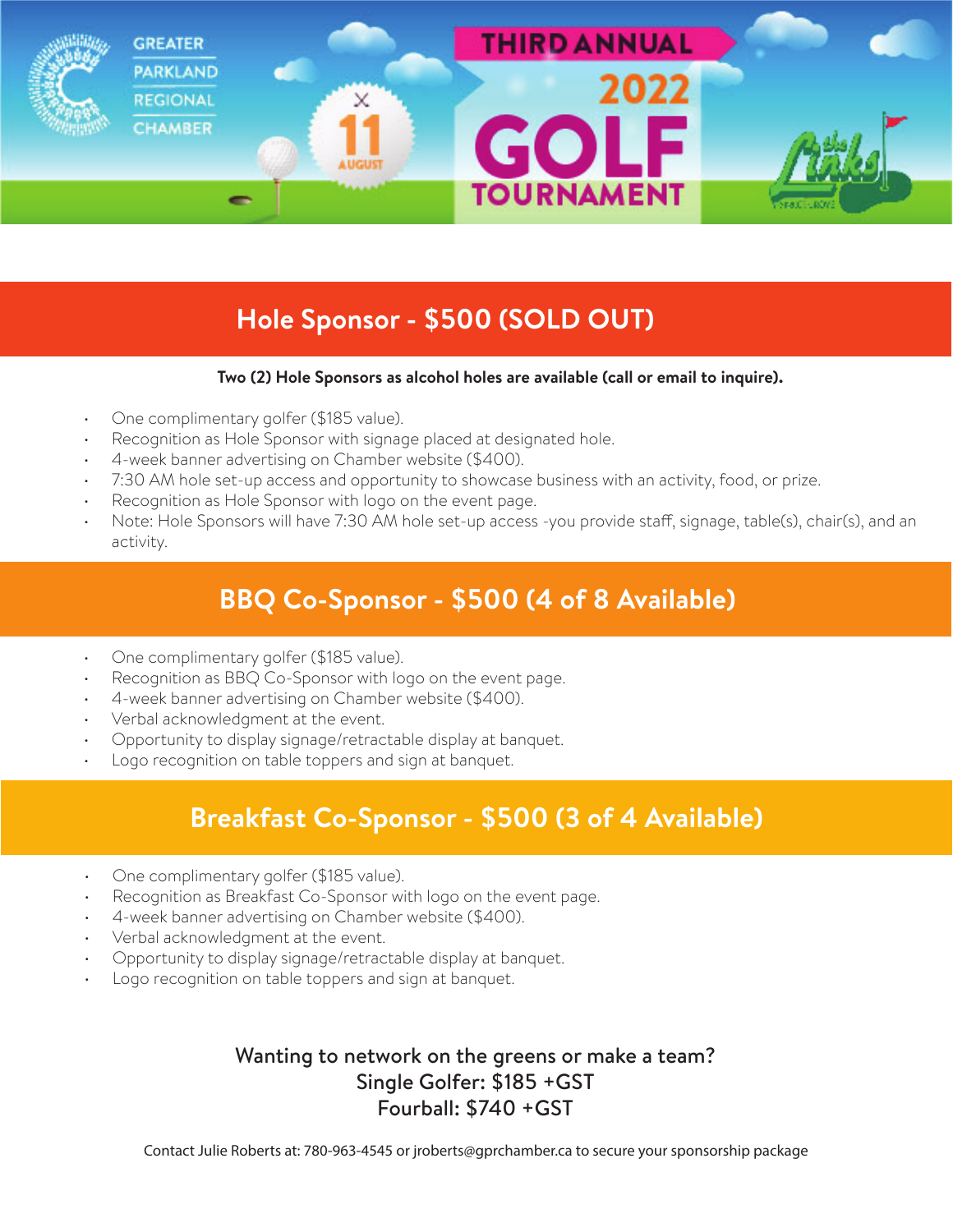GREATER PARKLAND REGIONAL CHAMBER

11 AUGUST

# THIRD ANNUAL 2022 GOLF TOURNAMENT

## Hole Sponsor - $500 (SOLD OUT)

**Two (2) Hole Sponsors as alcohol holes are available (call or email to inquire).**

- One complimentary golfer ($185 value).
- Recognition as Hole Sponsor with signage placed at designated hole.
- 4-week banner advertising on Chamber website ($400).
- 7:30 AM hole set-up access and opportunity to showcase business with an activity, food, or prize.
- Recognition as Hole Sponsor with logo on the event page.
- Note: Hole Sponsors will have 7:30 AM hole set-up access -you provide staff, signage, table(s), chair(s), and an activity.

## BBQ Co-Sponsor - $500 (4 of 8 Available)

- One complimentary golfer ($185 value).
- Recognition as BBQ Co-Sponsor with logo on the event page.
- 4-week banner advertising on Chamber website ($400).
- Verbal acknowledgment at the event.
- Opportunity to display signage/retractable display at banquet.
- Logo recognition on table toppers and sign at banquet.

## Breakfast Co-Sponsor - $500 (3 of 4 Available)

- One complimentary golfer ($185 value).
- Recognition as Breakfast Co-Sponsor with logo on the event page.
- 4-week banner advertising on Chamber website ($400).
- Verbal acknowledgment at the event.
- Opportunity to display signage/retractable display at banquet.
- Logo recognition on table toppers and sign at banquet.

Wanting to network on the greens or make a team?
Single Golfer: $185 +GST
Fourball: $740 +GST

Contact Julie Roberts at: 780-963-4545 or jroberts@gprchamber.ca to secure your sponsorship package